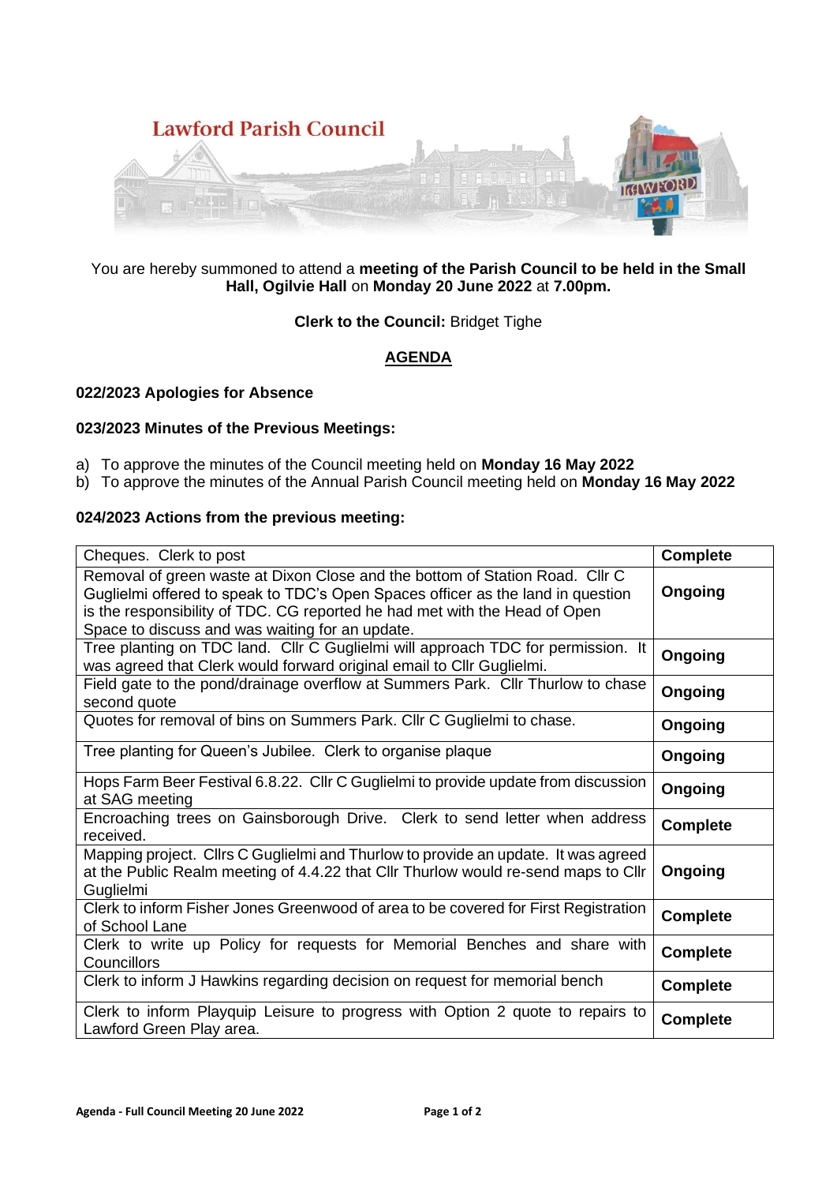# Lawford Parish Council

You are hereby summoned to attend a **meeting of the Parish Council to be held in the Small Hall, Ogilvie Hall** on **Monday 20 June 2022** at **7.00pm.**

**Clerk to the Council:** Bridget Tighe

## AGENDA

### 022/2023 Apologies for Absence

### 023/2023 Minutes of the Previous Meetings:

a) To approve the minutes of the Council meeting held on **Monday 16 May 2022**
b) To approve the minutes of the Annual Parish Council meeting held on **Monday 16 May 2022**

### 024/2023 Actions from the previous meeting:

| Action | Status |
|---|---|
| Cheques. Clerk to post | **Complete** |
| Removal of green waste at Dixon Close and the bottom of Station Road. Cllr C Guglielmi offered to speak to TDC's Open Spaces officer as the land in question is the responsibility of TDC. CG reported he had met with the Head of Open Space to discuss and was waiting for an update. | **Ongoing** |
| Tree planting on TDC land. Cllr C Guglielmi will approach TDC for permission. It was agreed that Clerk would forward original email to Cllr Guglielmi. | **Ongoing** |
| Field gate to the pond/drainage overflow at Summers Park. Cllr Thurlow to chase second quote | **Ongoing** |
| Quotes for removal of bins on Summers Park. Cllr C Guglielmi to chase. | **Ongoing** |
| Tree planting for Queen's Jubilee. Clerk to organise plaque | **Ongoing** |
| Hops Farm Beer Festival 6.8.22. Cllr C Guglielmi to provide update from discussion at SAG meeting | **Ongoing** |
| Encroaching trees on Gainsborough Drive. Clerk to send letter when address received. | **Complete** |
| Mapping project. Cllrs C Guglielmi and Thurlow to provide an update. It was agreed at the Public Realm meeting of 4.4.22 that Cllr Thurlow would re-send maps to Cllr Guglielmi | **Ongoing** |
| Clerk to inform Fisher Jones Greenwood of area to be covered for First Registration of School Lane | **Complete** |
| Clerk to write up Policy for requests for Memorial Benches and share with Councillors | **Complete** |
| Clerk to inform J Hawkins regarding decision on request for memorial bench | **Complete** |
| Clerk to inform Playquip Leisure to progress with Option 2 quote to repairs to Lawford Green Play area. | **Complete** |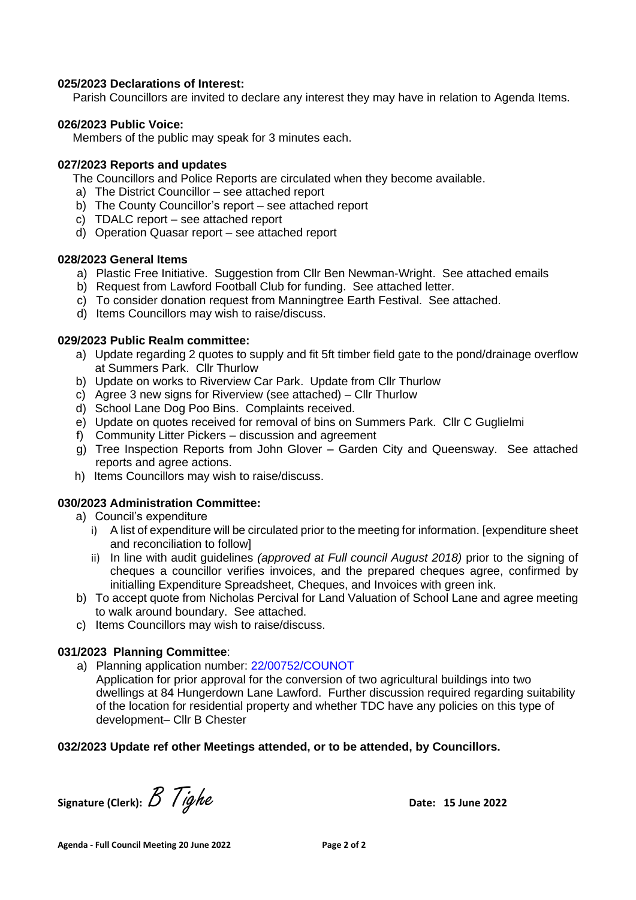**025/2023 Declarations of Interest:**

Parish Councillors are invited to declare any interest they may have in relation to Agenda Items.

**026/2023 Public Voice:**

Members of the public may speak for 3 minutes each.

**027/2023 Reports and updates**

The Councillors and Police Reports are circulated when they become available.

a) The District Councillor – see attached report
b) The County Councillor's report – see attached report
c) TDALC report – see attached report
d) Operation Quasar report – see attached report

**028/2023 General Items**

a) Plastic Free Initiative. Suggestion from Cllr Ben Newman-Wright. See attached emails
b) Request from Lawford Football Club for funding. See attached letter.
c) To consider donation request from Manningtree Earth Festival. See attached.
d) Items Councillors may wish to raise/discuss.

**029/2023 Public Realm committee:**

a) Update regarding 2 quotes to supply and fit 5ft timber field gate to the pond/drainage overflow at Summers Park. Cllr Thurlow
b) Update on works to Riverview Car Park. Update from Cllr Thurlow
c) Agree 3 new signs for Riverview (see attached) – Cllr Thurlow
d) School Lane Dog Poo Bins. Complaints received.
e) Update on quotes received for removal of bins on Summers Park. Cllr C Guglielmi
f) Community Litter Pickers – discussion and agreement
g) Tree Inspection Reports from John Glover – Garden City and Queensway. See attached reports and agree actions.
h) Items Councillors may wish to raise/discuss.

**030/2023 Administration Committee:**

a) Council's expenditure
   i) A list of expenditure will be circulated prior to the meeting for information. [expenditure sheet and reconciliation to follow]
   ii) In line with audit guidelines *(approved at Full council August 2018)* prior to the signing of cheques a councillor verifies invoices, and the prepared cheques agree, confirmed by initialling Expenditure Spreadsheet, Cheques, and Invoices with green ink.
b) To accept quote from Nicholas Percival for Land Valuation of School Lane and agree meeting to walk around boundary. See attached.
c) Items Councillors may wish to raise/discuss.

**031/2023 Planning Committee**:

a) Planning application number: 22/00752/COUNOT
   Application for prior approval for the conversion of two agricultural buildings into two dwellings at 84 Hungerdown Lane Lawford. Further discussion required regarding suitability of the location for residential property and whether TDC have any policies on this type of development– Cllr B Chester

**032/2023 Update ref other Meetings attended, or to be attended, by Councillors.**

**Signature (Clerk):** B Tighe **Date: 15 June 2022**